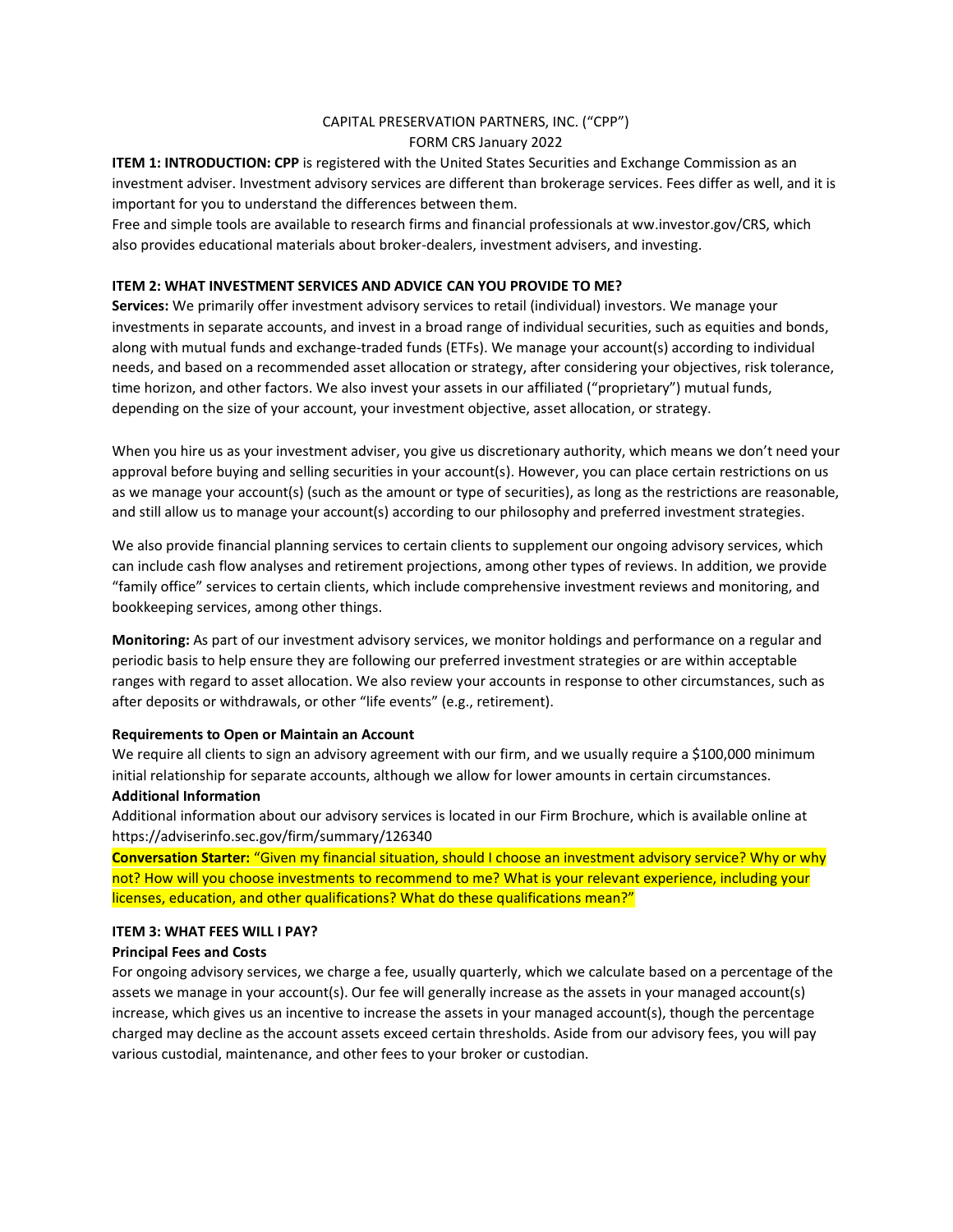CAPITAL PRESERVATION PARTNERS, INC. ("CPP")
FORM CRS January 2022

**ITEM 1: INTRODUCTION: CPP** is registered with the United States Securities and Exchange Commission as an investment adviser. Investment advisory services are different than brokerage services. Fees differ as well, and it is important for you to understand the differences between them.
Free and simple tools are available to research firms and financial professionals at ww.investor.gov/CRS, which also provides educational materials about broker-dealers, investment advisers, and investing.

**ITEM 2: WHAT INVESTMENT SERVICES AND ADVICE CAN YOU PROVIDE TO ME?**

**Services:** We primarily offer investment advisory services to retail (individual) investors. We manage your investments in separate accounts, and invest in a broad range of individual securities, such as equities and bonds, along with mutual funds and exchange-traded funds (ETFs). We manage your account(s) according to individual needs, and based on a recommended asset allocation or strategy, after considering your objectives, risk tolerance, time horizon, and other factors. We also invest your assets in our affiliated ("proprietary") mutual funds, depending on the size of your account, your investment objective, asset allocation, or strategy.

When you hire us as your investment adviser, you give us discretionary authority, which means we don't need your approval before buying and selling securities in your account(s). However, you can place certain restrictions on us as we manage your account(s) (such as the amount or type of securities), as long as the restrictions are reasonable, and still allow us to manage your account(s) according to our philosophy and preferred investment strategies.

We also provide financial planning services to certain clients to supplement our ongoing advisory services, which can include cash flow analyses and retirement projections, among other types of reviews. In addition, we provide "family office" services to certain clients, which include comprehensive investment reviews and monitoring, and bookkeeping services, among other things.

**Monitoring:** As part of our investment advisory services, we monitor holdings and performance on a regular and periodic basis to help ensure they are following our preferred investment strategies or are within acceptable ranges with regard to asset allocation. We also review your accounts in response to other circumstances, such as after deposits or withdrawals, or other "life events" (e.g., retirement).

**Requirements to Open or Maintain an Account**

We require all clients to sign an advisory agreement with our firm, and we usually require a $100,000 minimum initial relationship for separate accounts, although we allow for lower amounts in certain circumstances.

**Additional Information**

Additional information about our advisory services is located in our Firm Brochure, which is available online at https://adviserinfo.sec.gov/firm/summary/126340

**Conversation Starter:** "Given my financial situation, should I choose an investment advisory service? Why or why not? How will you choose investments to recommend to me? What is your relevant experience, including your licenses, education, and other qualifications? What do these qualifications mean?"

**ITEM 3: WHAT FEES WILL I PAY?**

**Principal Fees and Costs**

For ongoing advisory services, we charge a fee, usually quarterly, which we calculate based on a percentage of the assets we manage in your account(s). Our fee will generally increase as the assets in your managed account(s) increase, which gives us an incentive to increase the assets in your managed account(s), though the percentage charged may decline as the account assets exceed certain thresholds. Aside from our advisory fees, you will pay various custodial, maintenance, and other fees to your broker or custodian.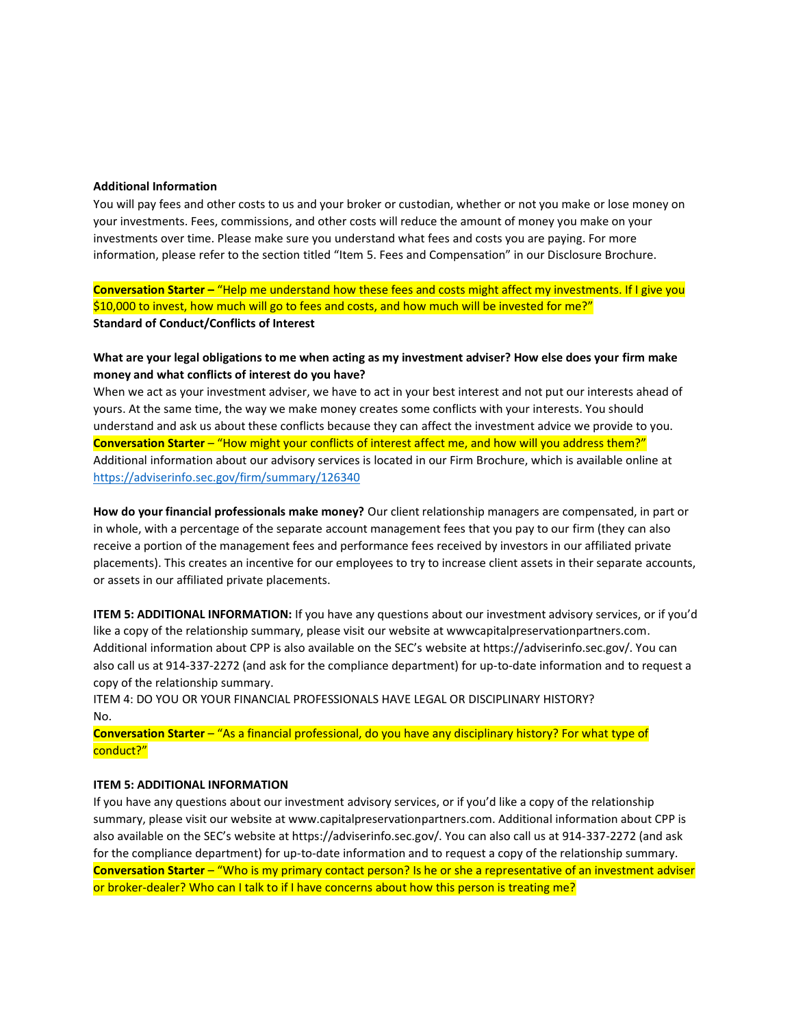**Additional Information**

You will pay fees and other costs to us and your broker or custodian, whether or not you make or lose money on your investments. Fees, commissions, and other costs will reduce the amount of money you make on your investments over time. Please make sure you understand what fees and costs you are paying. For more information, please refer to the section titled "Item 5. Fees and Compensation" in our Disclosure Brochure.

**Conversation Starter –** "Help me understand how these fees and costs might affect my investments. If I give you $10,000 to invest, how much will go to fees and costs, and how much will be invested for me?"

**Standard of Conduct/Conflicts of Interest**

**What are your legal obligations to me when acting as my investment adviser? How else does your firm make money and what conflicts of interest do you have?**

When we act as your investment adviser, we have to act in your best interest and not put our interests ahead of yours. At the same time, the way we make money creates some conflicts with your interests. You should understand and ask us about these conflicts because they can affect the investment advice we provide to you.

**Conversation Starter** – "How might your conflicts of interest affect me, and how will you address them?"

Additional information about our advisory services is located in our Firm Brochure, which is available online at https://adviserinfo.sec.gov/firm/summary/126340

**How do your financial professionals make money?** Our client relationship managers are compensated, in part or in whole, with a percentage of the separate account management fees that you pay to our firm (they can also receive a portion of the management fees and performance fees received by investors in our affiliated private placements). This creates an incentive for our employees to try to increase client assets in their separate accounts, or assets in our affiliated private placements.

**ITEM 5: ADDITIONAL INFORMATION:** If you have any questions about our investment advisory services, or if you'd like a copy of the relationship summary, please visit our website at wwwcapitalpreservationpartners.com. Additional information about CPP is also available on the SEC's website at https://adviserinfo.sec.gov/. You can also call us at 914-337-2272 (and ask for the compliance department) for up-to-date information and to request a copy of the relationship summary.

ITEM 4: DO YOU OR YOUR FINANCIAL PROFESSIONALS HAVE LEGAL OR DISCIPLINARY HISTORY?

No.

**Conversation Starter** – "As a financial professional, do you have any disciplinary history? For what type of conduct?"

**ITEM 5: ADDITIONAL INFORMATION**

If you have any questions about our investment advisory services, or if you'd like a copy of the relationship summary, please visit our website at www.capitalpreservationpartners.com. Additional information about CPP is also available on the SEC's website at https://adviserinfo.sec.gov/. You can also call us at 914-337-2272 (and ask for the compliance department) for up-to-date information and to request a copy of the relationship summary.

**Conversation Starter** – "Who is my primary contact person? Is he or she a representative of an investment adviser or broker-dealer? Who can I talk to if I have concerns about how this person is treating me?